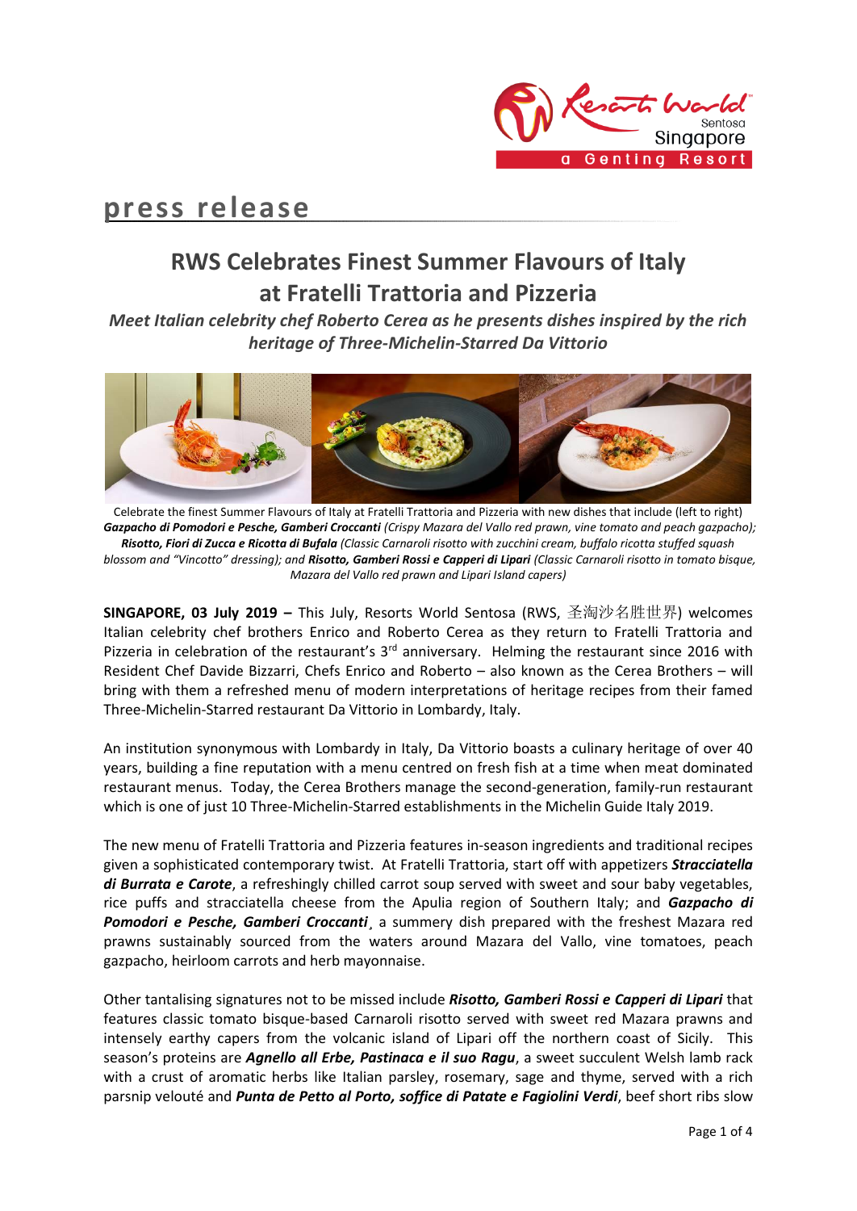# press release

## RWS Celebrates Finest Summer Flavours of Italy at Fratelli Trattoria and Pizzeria

***Meet Italian celebrity chef Roberto Cerea as he presents dishes inspired by the rich heritage of Three-Michelin-Starred Da Vittorio***

Celebrate the finest Summer Flavours of Italy at Fratelli Trattoria and Pizzeria with new dishes that include (left to right) ***Gazpacho di Pomodori e Pesche, Gamberi Croccanti*** *(Crispy Mazara del Vallo red prawn, vine tomato and peach gazpacho);* ***Risotto, Fiori di Zucca e Ricotta di Bufala*** *(Classic Carnaroli risotto with zucchini cream, buffalo ricotta stuffed squash blossom and "Vincotto" dressing); and* ***Risotto, Gamberi Rossi e Capperi di Lipari*** *(Classic Carnaroli risotto in tomato bisque, Mazara del Vallo red prawn and Lipari Island capers)*

**SINGAPORE, 03 July 2019 –** This July, Resorts World Sentosa (RWS, 圣淘沙名胜世界) welcomes Italian celebrity chef brothers Enrico and Roberto Cerea as they return to Fratelli Trattoria and Pizzeria in celebration of the restaurant's 3rd anniversary. Helming the restaurant since 2016 with Resident Chef Davide Bizzarri, Chefs Enrico and Roberto – also known as the Cerea Brothers – will bring with them a refreshed menu of modern interpretations of heritage recipes from their famed Three-Michelin-Starred restaurant Da Vittorio in Lombardy, Italy.

An institution synonymous with Lombardy in Italy, Da Vittorio boasts a culinary heritage of over 40 years, building a fine reputation with a menu centred on fresh fish at a time when meat dominated restaurant menus. Today, the Cerea Brothers manage the second-generation, family-run restaurant which is one of just 10 Three-Michelin-Starred establishments in the Michelin Guide Italy 2019.

The new menu of Fratelli Trattoria and Pizzeria features in-season ingredients and traditional recipes given a sophisticated contemporary twist. At Fratelli Trattoria, start off with appetizers ***Stracciatella di Burrata e Carote***, a refreshingly chilled carrot soup served with sweet and sour baby vegetables, rice puffs and stracciatella cheese from the Apulia region of Southern Italy; and ***Gazpacho di Pomodori e Pesche, Gamberi Croccanti***, a summery dish prepared with the freshest Mazara red prawns sustainably sourced from the waters around Mazara del Vallo, vine tomatoes, peach gazpacho, heirloom carrots and herb mayonnaise.

Other tantalising signatures not to be missed include ***Risotto, Gamberi Rossi e Capperi di Lipari*** that features classic tomato bisque-based Carnaroli risotto served with sweet red Mazara prawns and intensely earthy capers from the volcanic island of Lipari off the northern coast of Sicily. This season's proteins are ***Agnello all Erbe, Pastinaca e il suo Ragu***, a sweet succulent Welsh lamb rack with a crust of aromatic herbs like Italian parsley, rosemary, sage and thyme, served with a rich parsnip velouté and ***Punta de Petto al Porto, soffice di Patate e Fagiolini Verdi***, beef short ribs slow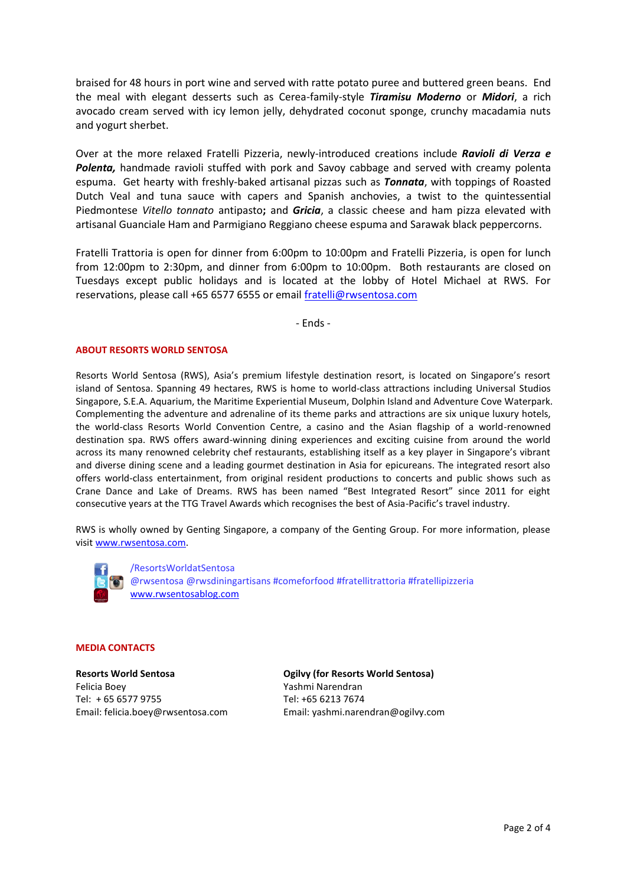braised for 48 hours in port wine and served with ratte potato puree and buttered green beans. End the meal with elegant desserts such as Cerea-family-style ***Tiramisu Moderno*** or ***Midori***, a rich avocado cream served with icy lemon jelly, dehydrated coconut sponge, crunchy macadamia nuts and yogurt sherbet.

Over at the more relaxed Fratelli Pizzeria, newly-introduced creations include ***Ravioli di Verza e Polenta,*** handmade ravioli stuffed with pork and Savoy cabbage and served with creamy polenta espuma. Get hearty with freshly-baked artisanal pizzas such as ***Tonnata***, with toppings of Roasted Dutch Veal and tuna sauce with capers and Spanish anchovies, a twist to the quintessential Piedmontese *Vitello tonnato* antipasto**;** and ***Gricia***, a classic cheese and ham pizza elevated with artisanal Guanciale Ham and Parmigiano Reggiano cheese espuma and Sarawak black peppercorns.

Fratelli Trattoria is open for dinner from 6:00pm to 10:00pm and Fratelli Pizzeria, is open for lunch from 12:00pm to 2:30pm, and dinner from 6:00pm to 10:00pm. Both restaurants are closed on Tuesdays except public holidays and is located at the lobby of Hotel Michael at RWS. For reservations, please call +65 6577 6555 or email fratelli@rwsentosa.com

- Ends -

**ABOUT RESORTS WORLD SENTOSA**

Resorts World Sentosa (RWS), Asia's premium lifestyle destination resort, is located on Singapore's resort island of Sentosa. Spanning 49 hectares, RWS is home to world-class attractions including Universal Studios Singapore, S.E.A. Aquarium, the Maritime Experiential Museum, Dolphin Island and Adventure Cove Waterpark. Complementing the adventure and adrenaline of its theme parks and attractions are six unique luxury hotels, the world-class Resorts World Convention Centre, a casino and the Asian flagship of a world-renowned destination spa. RWS offers award-winning dining experiences and exciting cuisine from around the world across its many renowned celebrity chef restaurants, establishing itself as a key player in Singapore's vibrant and diverse dining scene and a leading gourmet destination in Asia for epicureans. The integrated resort also offers world-class entertainment, from original resident productions to concerts and public shows such as Crane Dance and Lake of Dreams. RWS has been named "Best Integrated Resort" since 2011 for eight consecutive years at the TTG Travel Awards which recognises the best of Asia-Pacific's travel industry.

RWS is wholly owned by Genting Singapore, a company of the Genting Group. For more information, please visit www.rwsentosa.com.

/ResortsWorldatSentosa
@rwsentosa @rwsdiningartisans #comeforfood #fratellitrattoria #fratellipizzeria
www.rwsentosablog.com

**MEDIA CONTACTS**

**Resorts World Sentosa**
Felicia Boey
Tel: + 65 6577 9755
Email: felicia.boey@rwsentosa.com

**Ogilvy (for Resorts World Sentosa)**
Yashmi Narendran
Tel: +65 6213 7674
Email: yashmi.narendran@ogilvy.com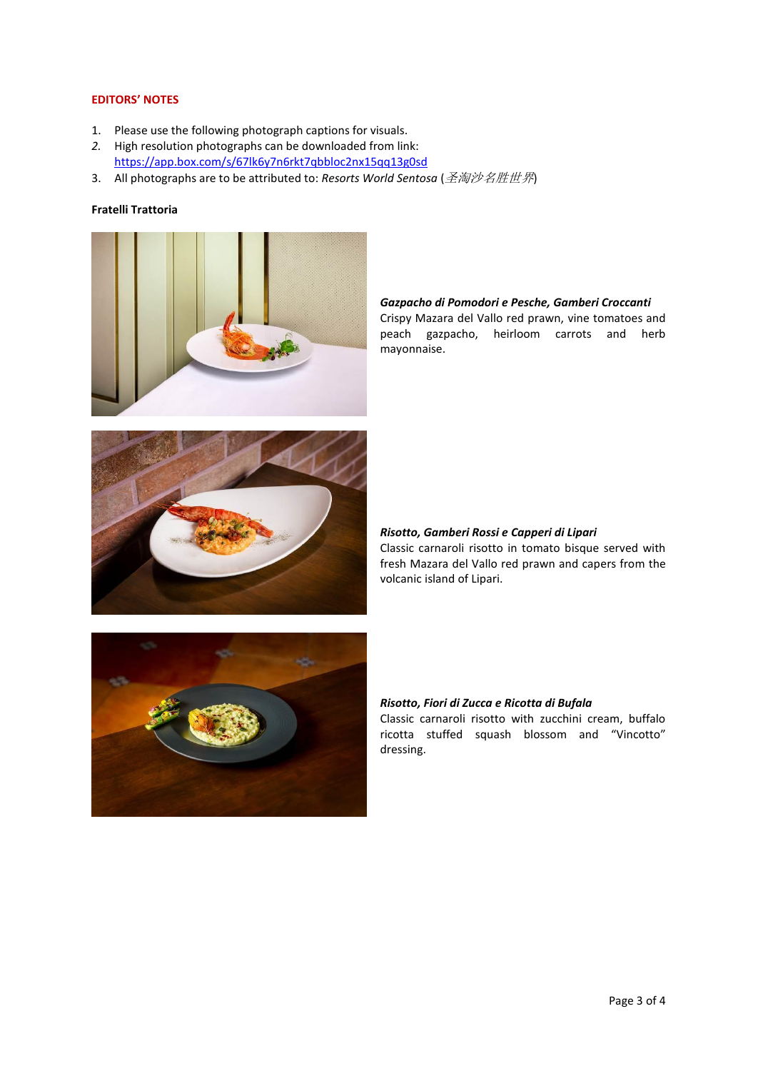**EDITORS' NOTES**

1. Please use the following photograph captions for visuals.
2. High resolution photographs can be downloaded from link: https://app.box.com/s/67lk6y7n6rkt7qbbloc2nx15qq13g0sd
3. All photographs are to be attributed to: *Resorts World Sentosa* (*圣淘沙名胜世界*)

**Fratelli Trattoria**

***Gazpacho di Pomodori e Pesche, Gamberi Croccanti***
Crispy Mazara del Vallo red prawn, vine tomatoes and peach gazpacho, heirloom carrots and herb mayonnaise.

***Risotto, Gamberi Rossi e Capperi di Lipari***
Classic carnaroli risotto in tomato bisque served with fresh Mazara del Vallo red prawn and capers from the volcanic island of Lipari.

***Risotto, Fiori di Zucca e Ricotta di Bufala***
Classic carnaroli risotto with zucchini cream, buffalo ricotta stuffed squash blossom and "Vincotto" dressing.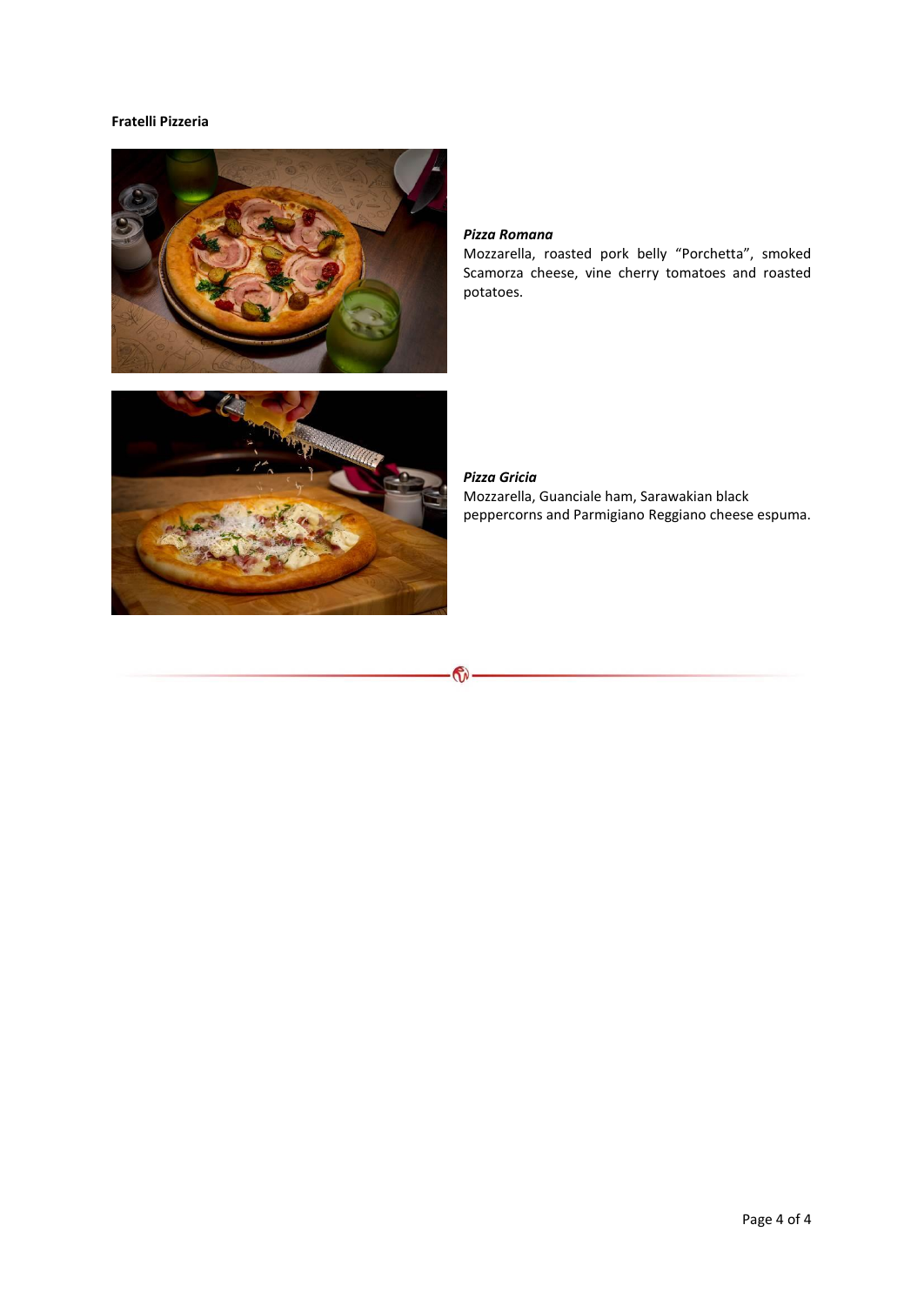**Fratelli Pizzeria**

***Pizza Romana***
Mozzarella, roasted pork belly "Porchetta", smoked Scamorza cheese, vine cherry tomatoes and roasted potatoes.

***Pizza Gricia***
Mozzarella, Guanciale ham, Sarawakian black peppercorns and Parmigiano Reggiano cheese espuma.